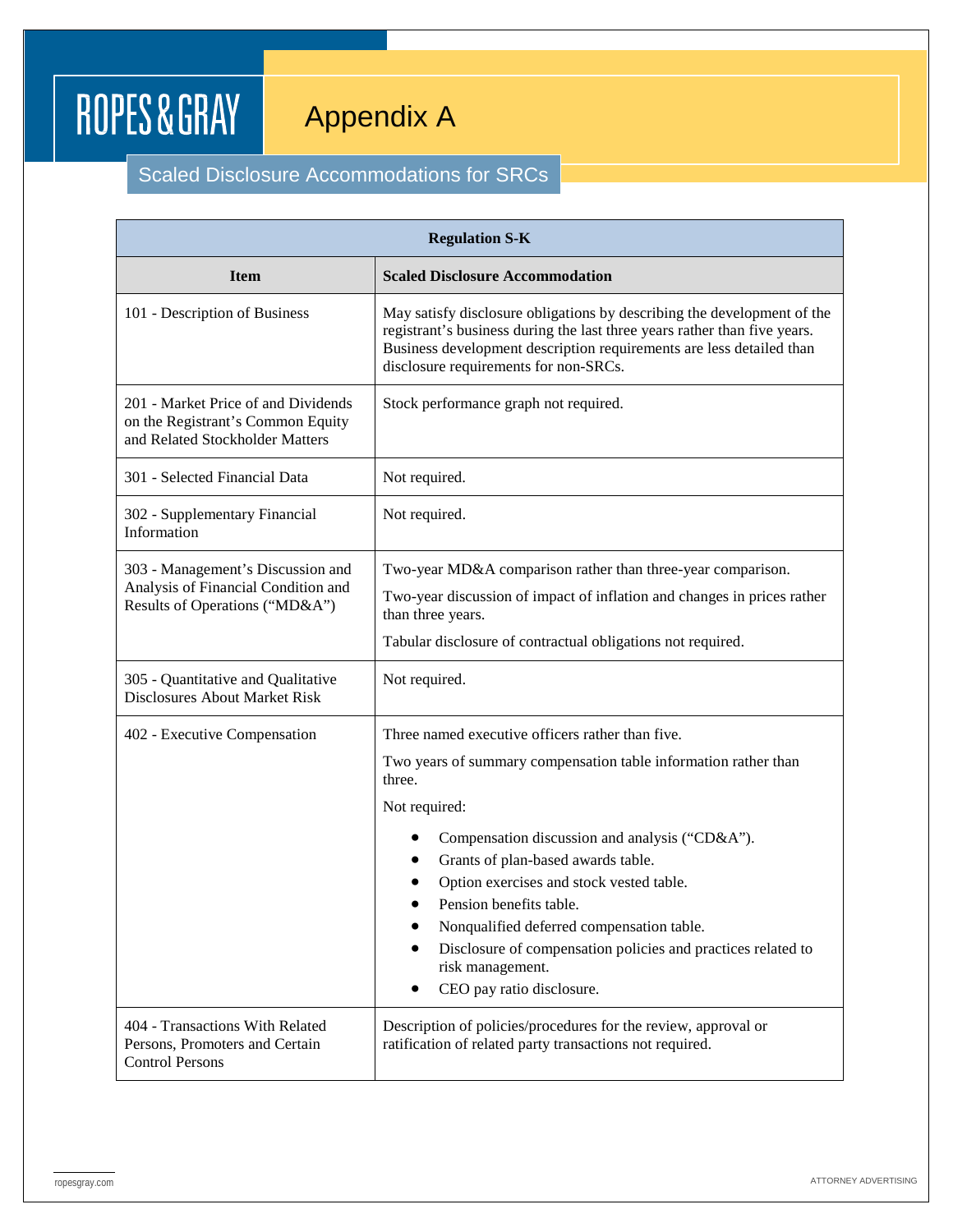# Appendix A

## Scaled Disclosure Accommodations for SRCs

| Regulation S-K | |
|---|---|
| **Item** | **Scaled Disclosure Accommodation** |
| 101 - Description of Business | May satisfy disclosure obligations by describing the development of the registrant's business during the last three years rather than five years. Business development description requirements are less detailed than disclosure requirements for non-SRCs. |
| 201 - Market Price of and Dividends on the Registrant's Common Equity and Related Stockholder Matters | Stock performance graph not required. |
| 301 - Selected Financial Data | Not required. |
| 302 - Supplementary Financial Information | Not required. |
| 303 - Management's Discussion and Analysis of Financial Condition and Results of Operations ("MD&A") | Two-year MD&A comparison rather than three-year comparison.<br>Two-year discussion of impact of inflation and changes in prices rather than three years.<br>Tabular disclosure of contractual obligations not required. |
| 305 - Quantitative and Qualitative Disclosures About Market Risk | Not required. |
| 402 - Executive Compensation | Three named executive officers rather than five.<br>Two years of summary compensation table information rather than three.<br>Not required:<br>• Compensation discussion and analysis ("CD&A").<br>• Grants of plan-based awards table.<br>• Option exercises and stock vested table.<br>• Pension benefits table.<br>• Nonqualified deferred compensation table.<br>• Disclosure of compensation policies and practices related to risk management.<br>• CEO pay ratio disclosure. |
| 404 - Transactions With Related Persons, Promoters and Certain Control Persons | Description of policies/procedures for the review, approval or ratification of related party transactions not required. |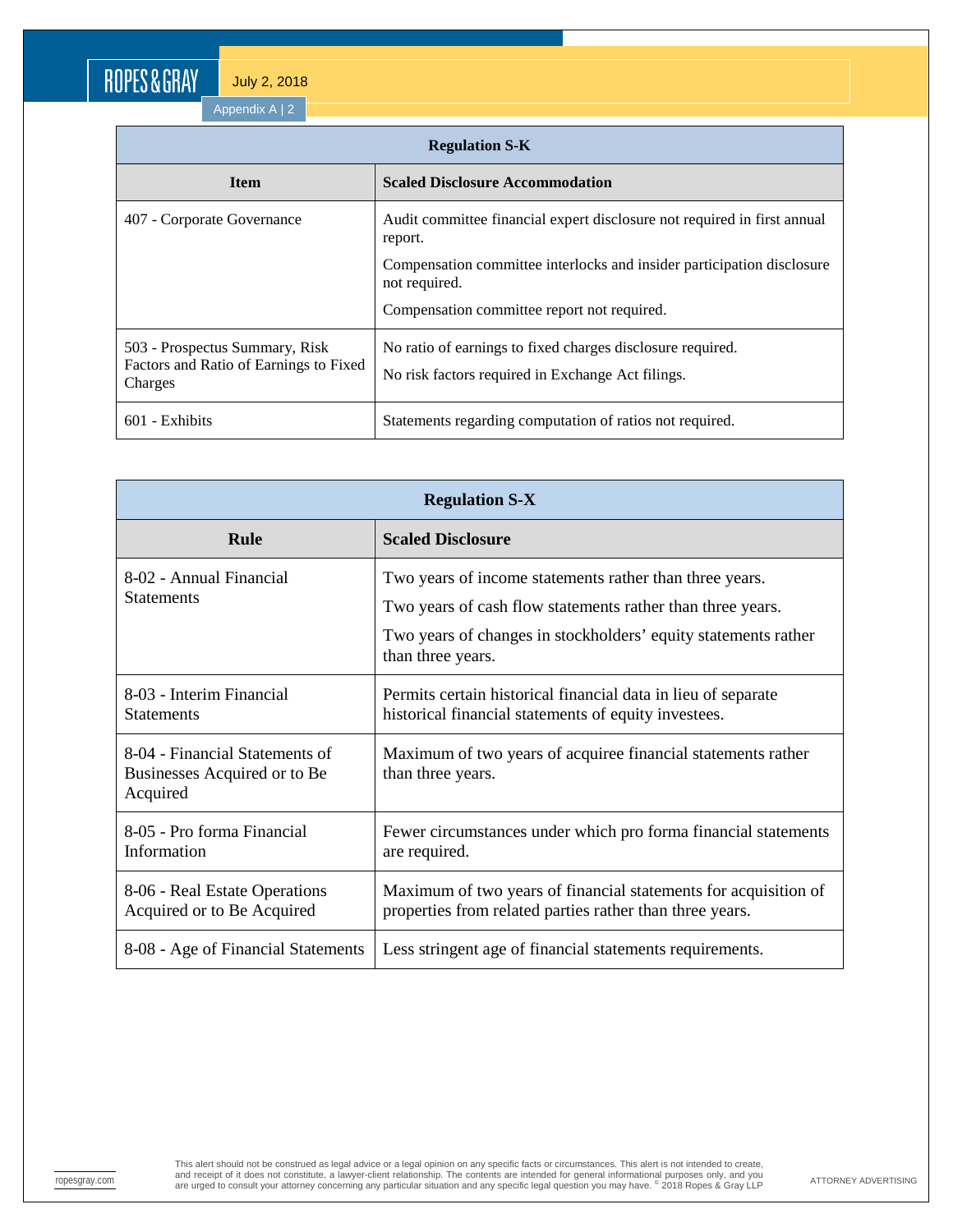| Regulation S-K | |
|---|---|
| **Item** | **Scaled Disclosure Accommodation** |
| 407 - Corporate Governance | Audit committee financial expert disclosure not required in first annual report.<br><br>Compensation committee interlocks and insider participation disclosure not required.<br><br>Compensation committee report not required. |
| 503 - Prospectus Summary, Risk Factors and Ratio of Earnings to Fixed Charges | No ratio of earnings to fixed charges disclosure required.<br><br>No risk factors required in Exchange Act filings. |
| 601 - Exhibits | Statements regarding computation of ratios not required. |

| Regulation S-X | |
|---|---|
| **Rule** | **Scaled Disclosure** |
| 8-02 - Annual Financial Statements | Two years of income statements rather than three years.<br><br>Two years of cash flow statements rather than three years.<br><br>Two years of changes in stockholders' equity statements rather than three years. |
| 8-03 - Interim Financial Statements | Permits certain historical financial data in lieu of separate historical financial statements of equity investees. |
| 8-04 - Financial Statements of Businesses Acquired or to Be Acquired | Maximum of two years of acquiree financial statements rather than three years. |
| 8-05 - Pro forma Financial Information | Fewer circumstances under which pro forma financial statements are required. |
| 8-06 - Real Estate Operations Acquired or to Be Acquired | Maximum of two years of financial statements for acquisition of properties from related parties rather than three years. |
| 8-08 - Age of Financial Statements | Less stringent age of financial statements requirements. |

This alert should not be construed as legal advice or a legal opinion on any specific facts or circumstances. This alert is not intended to create, and receipt of it does not constitute, a lawyer-client relationship. The contents are intended for general informational purposes only, and you are urged to consult your attorney concerning any particular situation and any specific legal question you may have. © 2018 Ropes & Gray LLP

ATTORNEY ADVERTISING